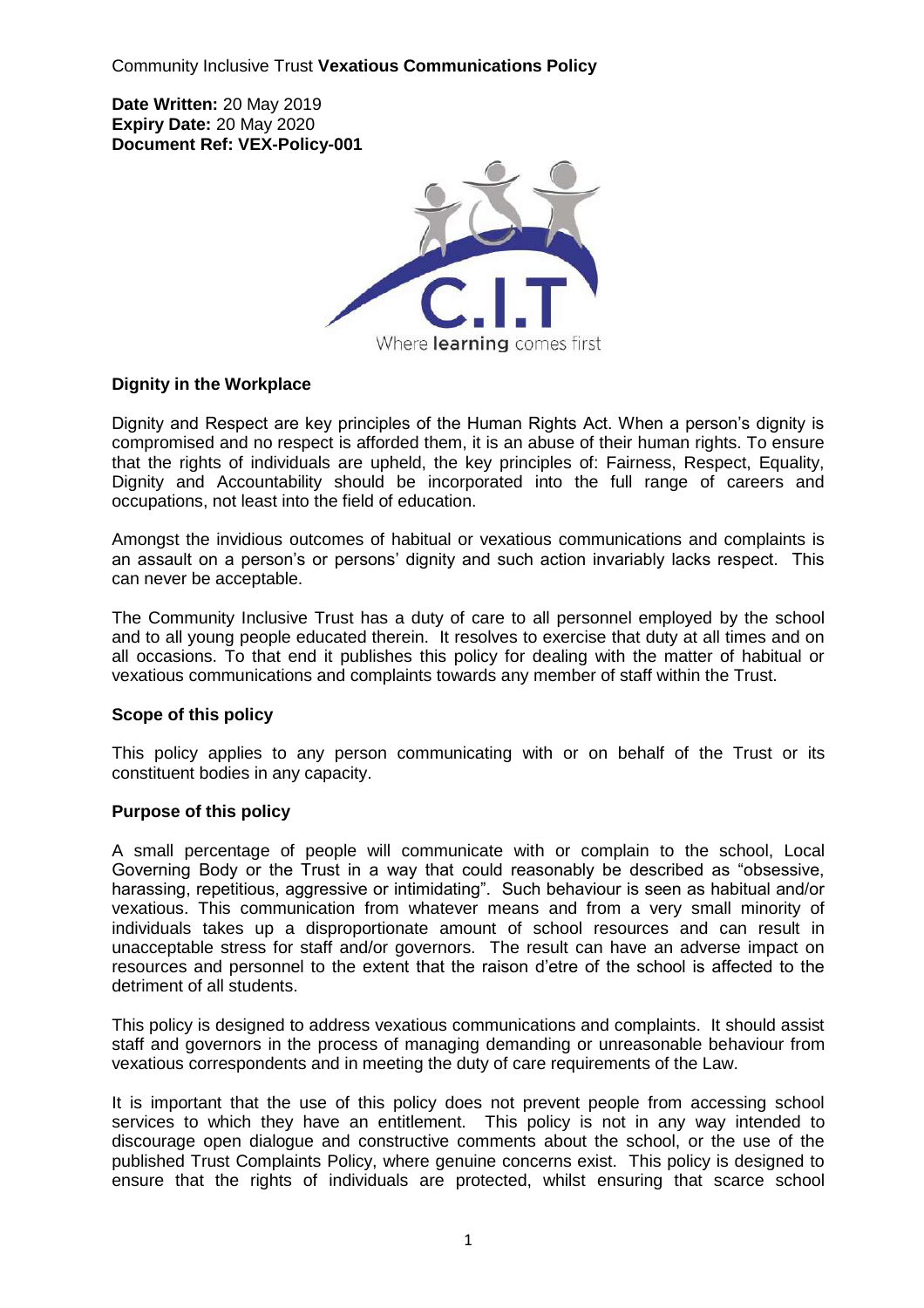# Community Inclusive Trust **Vexatious Communications Policy**

**Date Written:** 20 May 2019
**Expiry Date:** 20 May 2020
**Document Ref: VEX-Policy-001**

## Dignity in the Workplace

Dignity and Respect are key principles of the Human Rights Act. When a person's dignity is compromised and no respect is afforded them, it is an abuse of their human rights. To ensure that the rights of individuals are upheld, the key principles of: Fairness, Respect, Equality, Dignity and Accountability should be incorporated into the full range of careers and occupations, not least into the field of education.

Amongst the invidious outcomes of habitual or vexatious communications and complaints is an assault on a person's or persons' dignity and such action invariably lacks respect. This can never be acceptable.

The Community Inclusive Trust has a duty of care to all personnel employed by the school and to all young people educated therein. It resolves to exercise that duty at all times and on all occasions. To that end it publishes this policy for dealing with the matter of habitual or vexatious communications and complaints towards any member of staff within the Trust.

## Scope of this policy

This policy applies to any person communicating with or on behalf of the Trust or its constituent bodies in any capacity.

## Purpose of this policy

A small percentage of people will communicate with or complain to the school, Local Governing Body or the Trust in a way that could reasonably be described as "obsessive, harassing, repetitious, aggressive or intimidating". Such behaviour is seen as habitual and/or vexatious. This communication from whatever means and from a very small minority of individuals takes up a disproportionate amount of school resources and can result in unacceptable stress for staff and/or governors. The result can have an adverse impact on resources and personnel to the extent that the raison d'etre of the school is affected to the detriment of all students.

This policy is designed to address vexatious communications and complaints. It should assist staff and governors in the process of managing demanding or unreasonable behaviour from vexatious correspondents and in meeting the duty of care requirements of the Law.

It is important that the use of this policy does not prevent people from accessing school services to which they have an entitlement. This policy is not in any way intended to discourage open dialogue and constructive comments about the school, or the use of the published Trust Complaints Policy, where genuine concerns exist. This policy is designed to ensure that the rights of individuals are protected, whilst ensuring that scarce school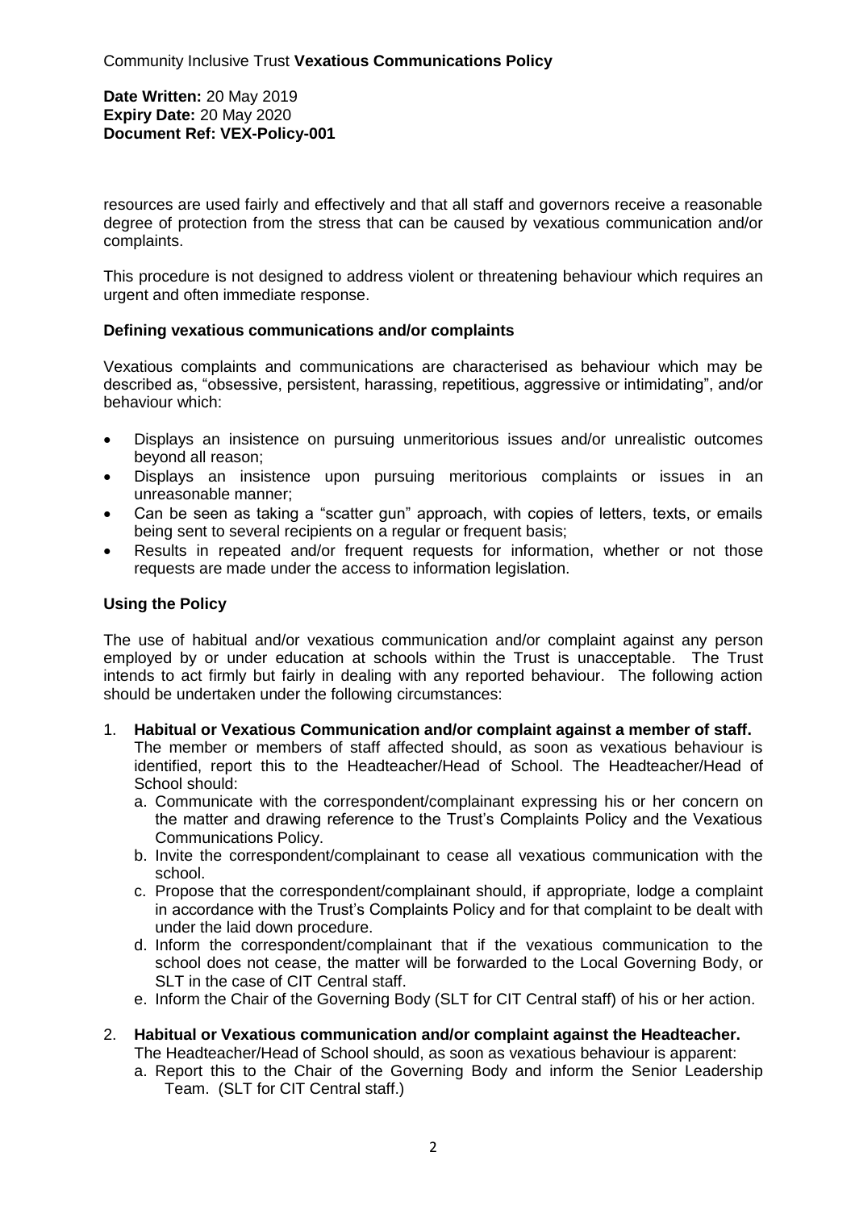resources are used fairly and effectively and that all staff and governors receive a reasonable degree of protection from the stress that can be caused by vexatious communication and/or complaints.

This procedure is not designed to address violent or threatening behaviour which requires an urgent and often immediate response.

**Defining vexatious communications and/or complaints**

Vexatious complaints and communications are characterised as behaviour which may be described as, "obsessive, persistent, harassing, repetitious, aggressive or intimidating", and/or behaviour which:

- Displays an insistence on pursuing unmeritorious issues and/or unrealistic outcomes beyond all reason;
- Displays an insistence upon pursuing meritorious complaints or issues in an unreasonable manner;
- Can be seen as taking a "scatter gun" approach, with copies of letters, texts, or emails being sent to several recipients on a regular or frequent basis;
- Results in repeated and/or frequent requests for information, whether or not those requests are made under the access to information legislation.

**Using the Policy**

The use of habitual and/or vexatious communication and/or complaint against any person employed by or under education at schools within the Trust is unacceptable. The Trust intends to act firmly but fairly in dealing with any reported behaviour. The following action should be undertaken under the following circumstances:

1. **Habitual or Vexatious Communication and/or complaint against a member of staff.**
   The member or members of staff affected should, as soon as vexatious behaviour is identified, report this to the Headteacher/Head of School. The Headteacher/Head of School should:
   a. Communicate with the correspondent/complainant expressing his or her concern on the matter and drawing reference to the Trust's Complaints Policy and the Vexatious Communications Policy.
   b. Invite the correspondent/complainant to cease all vexatious communication with the school.
   c. Propose that the correspondent/complainant should, if appropriate, lodge a complaint in accordance with the Trust's Complaints Policy and for that complaint to be dealt with under the laid down procedure.
   d. Inform the correspondent/complainant that if the vexatious communication to the school does not cease, the matter will be forwarded to the Local Governing Body, or SLT in the case of CIT Central staff.
   e. Inform the Chair of the Governing Body (SLT for CIT Central staff) of his or her action.

2. **Habitual or Vexatious communication and/or complaint against the Headteacher.**
   The Headteacher/Head of School should, as soon as vexatious behaviour is apparent:
   a. Report this to the Chair of the Governing Body and inform the Senior Leadership Team. (SLT for CIT Central staff.)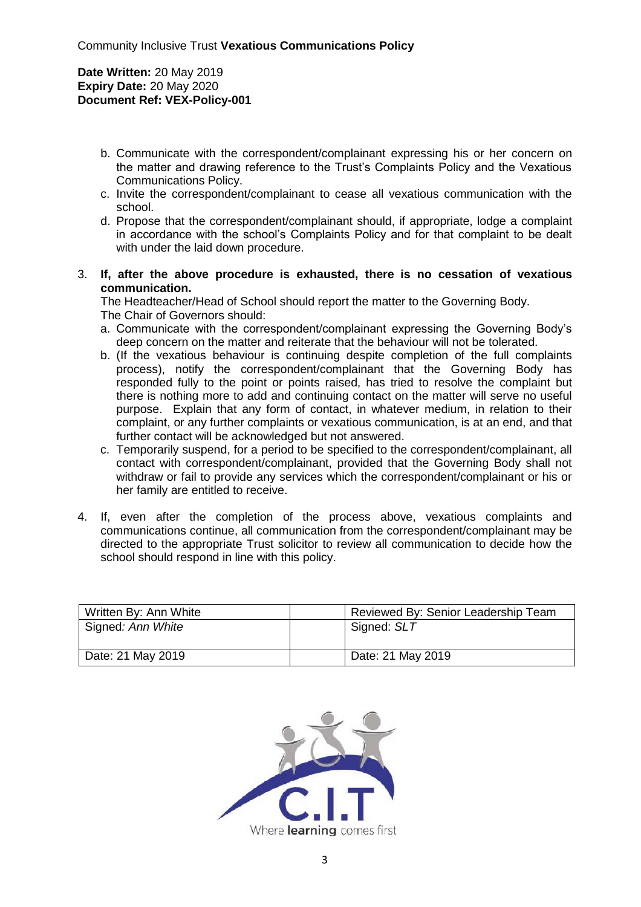b. Communicate with the correspondent/complainant expressing his or her concern on the matter and drawing reference to the Trust's Complaints Policy and the Vexatious Communications Policy.
c. Invite the correspondent/complainant to cease all vexatious communication with the school.
d. Propose that the correspondent/complainant should, if appropriate, lodge a complaint in accordance with the school's Complaints Policy and for that complaint to be dealt with under the laid down procedure.

3. **If, after the above procedure is exhausted, there is no cessation of vexatious communication.**
   The Headteacher/Head of School should report the matter to the Governing Body.
   The Chair of Governors should:
   a. Communicate with the correspondent/complainant expressing the Governing Body's deep concern on the matter and reiterate that the behaviour will not be tolerated.
   b. (If the vexatious behaviour is continuing despite completion of the full complaints process), notify the correspondent/complainant that the Governing Body has responded fully to the point or points raised, has tried to resolve the complaint but there is nothing more to add and continuing contact on the matter will serve no useful purpose. Explain that any form of contact, in whatever medium, in relation to their complaint, or any further complaints or vexatious communication, is at an end, and that further contact will be acknowledged but not answered.
   c. Temporarily suspend, for a period to be specified to the correspondent/complainant, all contact with correspondent/complainant, provided that the Governing Body shall not withdraw or fail to provide any services which the correspondent/complainant or his or her family are entitled to receive.

4. If, even after the completion of the process above, vexatious complaints and communications continue, all communication from the correspondent/complainant may be directed to the appropriate Trust solicitor to review all communication to decide how the school should respond in line with this policy.

| | | |
|---|---|---|
| Written By: Ann White | | Reviewed By: Senior Leadership Team |
| Signed: *Ann White* | | Signed: *SLT* |
| Date: 21 May 2019 | | Date: 21 May 2019 |

C.I.T

Where **learning** comes first